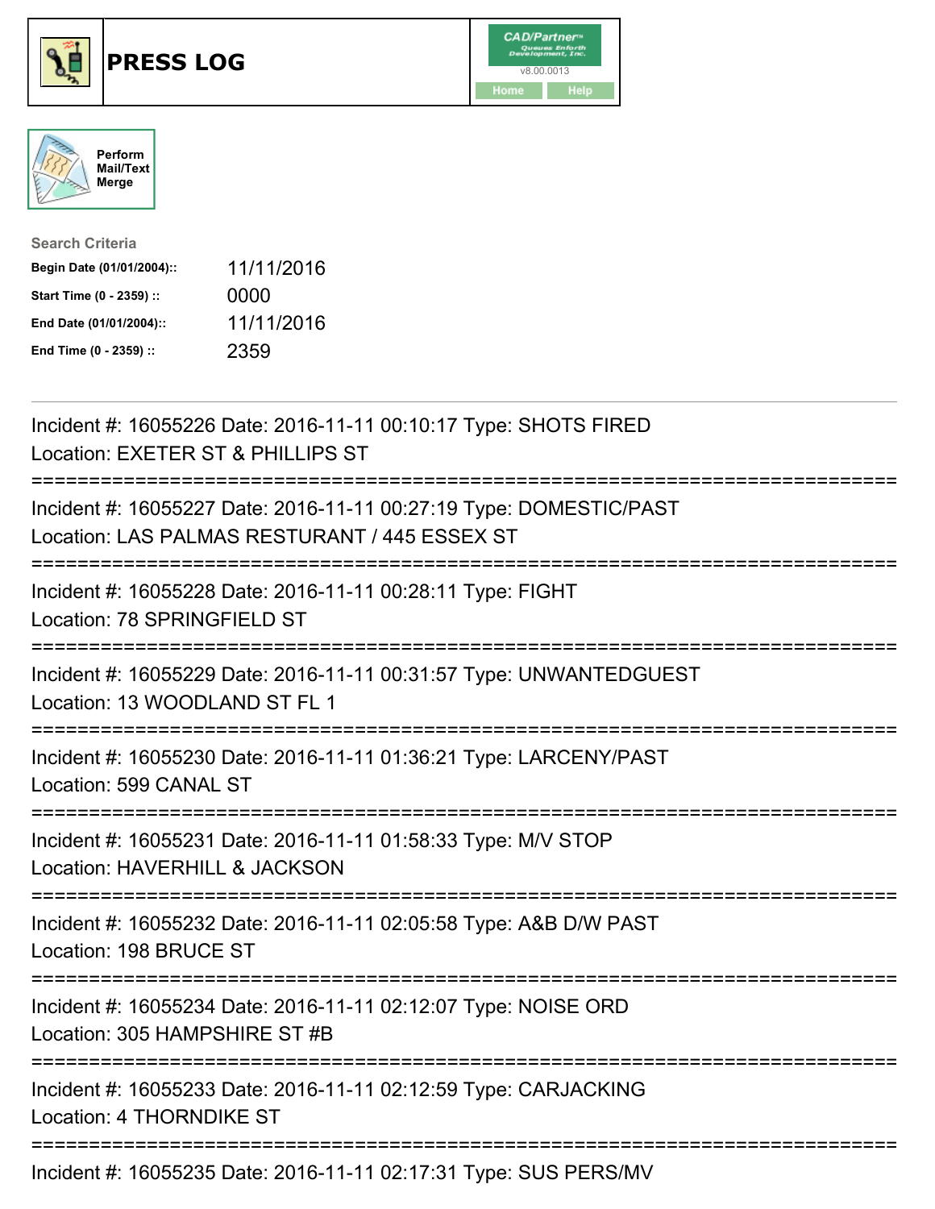# PRESS LOG

Perform Mail/Text Merge

**Search Criteria**

| | |
|---|---|
| **Begin Date (01/01/2004)::** | 11/11/2016 |
| **Start Time (0 - 2359) ::** | 0000 |
| **End Date (01/01/2004)::** | 11/11/2016 |
| **End Time (0 - 2359) ::** | 2359 |

---

Incident #: 16055226 Date: 2016-11-11 00:10:17 Type: SHOTS FIRED
Location: EXETER ST & PHILLIPS ST

===========================================================================

Incident #: 16055227 Date: 2016-11-11 00:27:19 Type: DOMESTIC/PAST
Location: LAS PALMAS RESTURANT / 445 ESSEX ST

===========================================================================

Incident #: 16055228 Date: 2016-11-11 00:28:11 Type: FIGHT
Location: 78 SPRINGFIELD ST

===========================================================================

Incident #: 16055229 Date: 2016-11-11 00:31:57 Type: UNWANTEDGUEST
Location: 13 WOODLAND ST FL 1

===========================================================================

Incident #: 16055230 Date: 2016-11-11 01:36:21 Type: LARCENY/PAST
Location: 599 CANAL ST

===========================================================================

Incident #: 16055231 Date: 2016-11-11 01:58:33 Type: M/V STOP
Location: HAVERHILL & JACKSON

===========================================================================

Incident #: 16055232 Date: 2016-11-11 02:05:58 Type: A&B D/W PAST
Location: 198 BRUCE ST

===========================================================================

Incident #: 16055234 Date: 2016-11-11 02:12:07 Type: NOISE ORD
Location: 305 HAMPSHIRE ST #B

===========================================================================

Incident #: 16055233 Date: 2016-11-11 02:12:59 Type: CARJACKING
Location: 4 THORNDIKE ST

===========================================================================

Incident #: 16055235 Date: 2016-11-11 02:17:31 Type: SUS PERS/MV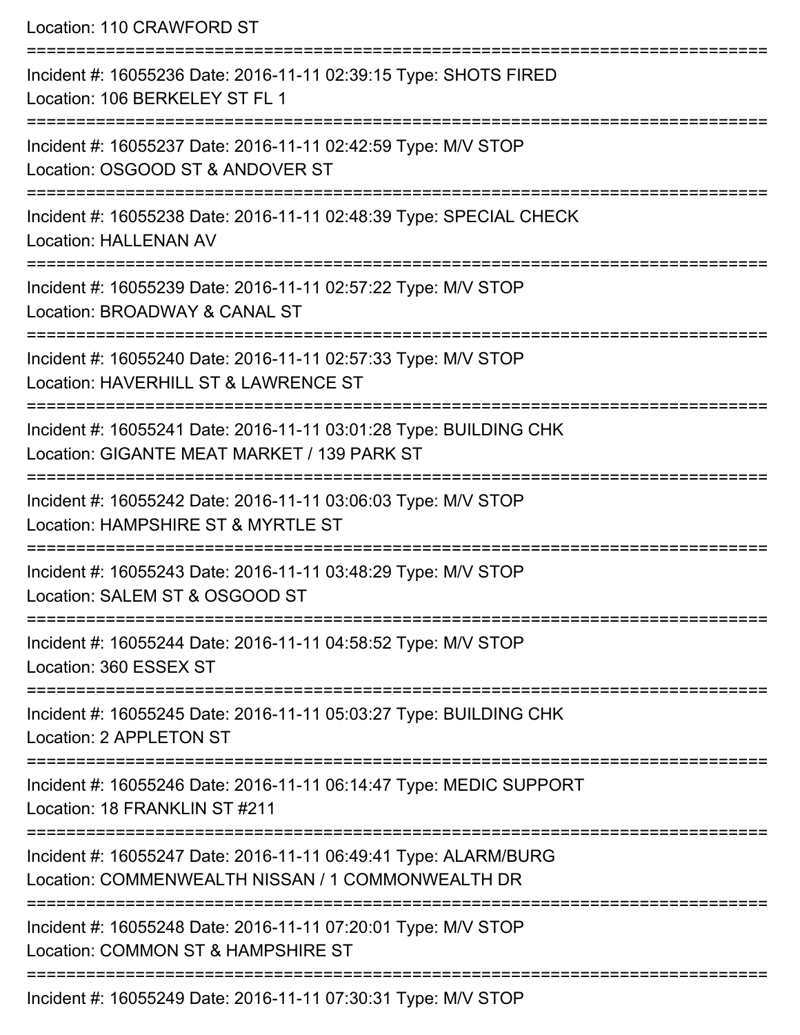Location: 110 CRAWFORD ST

===========================================================================

Incident #: 16055236 Date: 2016-11-11 02:39:15 Type: SHOTS FIRED
Location: 106 BERKELEY ST FL 1

===========================================================================

Incident #: 16055237 Date: 2016-11-11 02:42:59 Type: M/V STOP
Location: OSGOOD ST & ANDOVER ST

===========================================================================

Incident #: 16055238 Date: 2016-11-11 02:48:39 Type: SPECIAL CHECK
Location: HALLENAN AV

===========================================================================

Incident #: 16055239 Date: 2016-11-11 02:57:22 Type: M/V STOP
Location: BROADWAY & CANAL ST

===========================================================================

Incident #: 16055240 Date: 2016-11-11 02:57:33 Type: M/V STOP
Location: HAVERHILL ST & LAWRENCE ST

===========================================================================

Incident #: 16055241 Date: 2016-11-11 03:01:28 Type: BUILDING CHK
Location: GIGANTE MEAT MARKET / 139 PARK ST

===========================================================================

Incident #: 16055242 Date: 2016-11-11 03:06:03 Type: M/V STOP
Location: HAMPSHIRE ST & MYRTLE ST

===========================================================================

Incident #: 16055243 Date: 2016-11-11 03:48:29 Type: M/V STOP
Location: SALEM ST & OSGOOD ST

===========================================================================

Incident #: 16055244 Date: 2016-11-11 04:58:52 Type: M/V STOP
Location: 360 ESSEX ST

===========================================================================

Incident #: 16055245 Date: 2016-11-11 05:03:27 Type: BUILDING CHK
Location: 2 APPLETON ST

===========================================================================

Incident #: 16055246 Date: 2016-11-11 06:14:47 Type: MEDIC SUPPORT
Location: 18 FRANKLIN ST #211

===========================================================================

Incident #: 16055247 Date: 2016-11-11 06:49:41 Type: ALARM/BURG
Location: COMMENWEALTH NISSAN / 1 COMMONWEALTH DR

===========================================================================

Incident #: 16055248 Date: 2016-11-11 07:20:01 Type: M/V STOP
Location: COMMON ST & HAMPSHIRE ST

===========================================================================

Incident #: 16055249 Date: 2016-11-11 07:30:31 Type: M/V STOP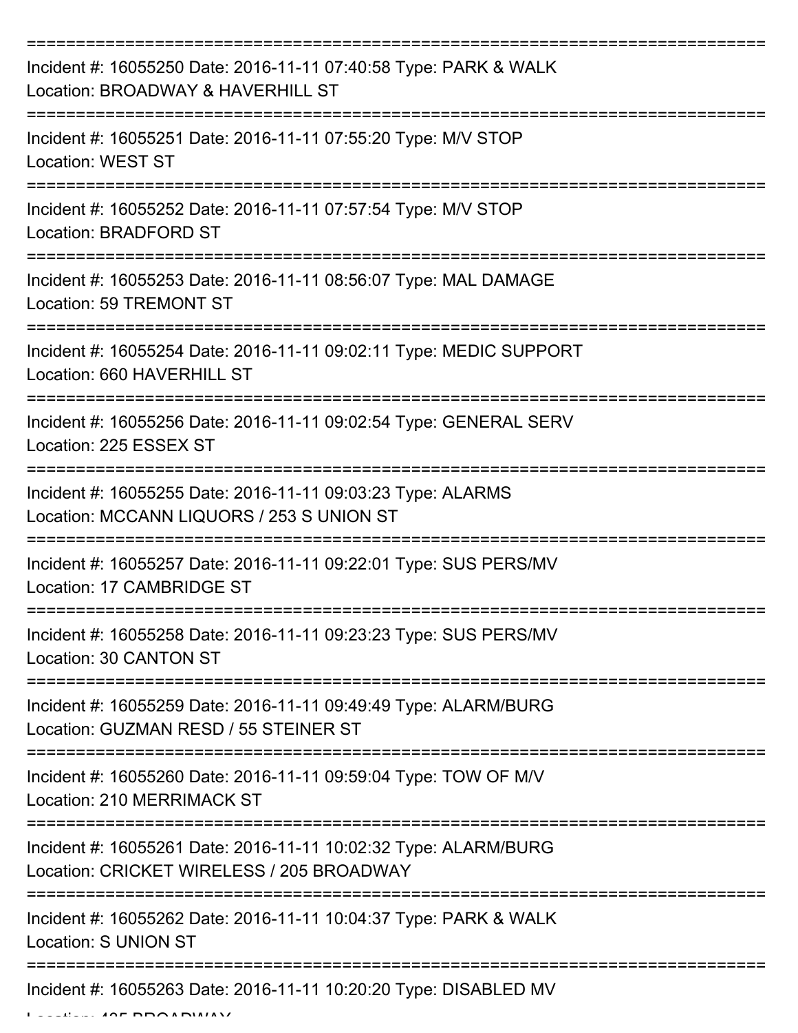===========================================================================

Incident #: 16055250 Date: 2016-11-11 07:40:58 Type: PARK & WALK
Location: BROADWAY & HAVERHILL ST

===========================================================================

Incident #: 16055251 Date: 2016-11-11 07:55:20 Type: M/V STOP
Location: WEST ST

===========================================================================

Incident #: 16055252 Date: 2016-11-11 07:57:54 Type: M/V STOP
Location: BRADFORD ST

===========================================================================

Incident #: 16055253 Date: 2016-11-11 08:56:07 Type: MAL DAMAGE
Location: 59 TREMONT ST

===========================================================================

Incident #: 16055254 Date: 2016-11-11 09:02:11 Type: MEDIC SUPPORT
Location: 660 HAVERHILL ST

===========================================================================

Incident #: 16055256 Date: 2016-11-11 09:02:54 Type: GENERAL SERV
Location: 225 ESSEX ST

===========================================================================

Incident #: 16055255 Date: 2016-11-11 09:03:23 Type: ALARMS
Location: MCCANN LIQUORS / 253 S UNION ST

===========================================================================

Incident #: 16055257 Date: 2016-11-11 09:22:01 Type: SUS PERS/MV
Location: 17 CAMBRIDGE ST

===========================================================================

Incident #: 16055258 Date: 2016-11-11 09:23:23 Type: SUS PERS/MV
Location: 30 CANTON ST

===========================================================================

Incident #: 16055259 Date: 2016-11-11 09:49:49 Type: ALARM/BURG
Location: GUZMAN RESD / 55 STEINER ST

===========================================================================

Incident #: 16055260 Date: 2016-11-11 09:59:04 Type: TOW OF M/V
Location: 210 MERRIMACK ST

===========================================================================

Incident #: 16055261 Date: 2016-11-11 10:02:32 Type: ALARM/BURG
Location: CRICKET WIRELESS / 205 BROADWAY

===========================================================================

Incident #: 16055262 Date: 2016-11-11 10:04:37 Type: PARK & WALK
Location: S UNION ST

===========================================================================

Incident #: 16055263 Date: 2016-11-11 10:20:20 Type: DISABLED MV
Location: 435 BROADWAY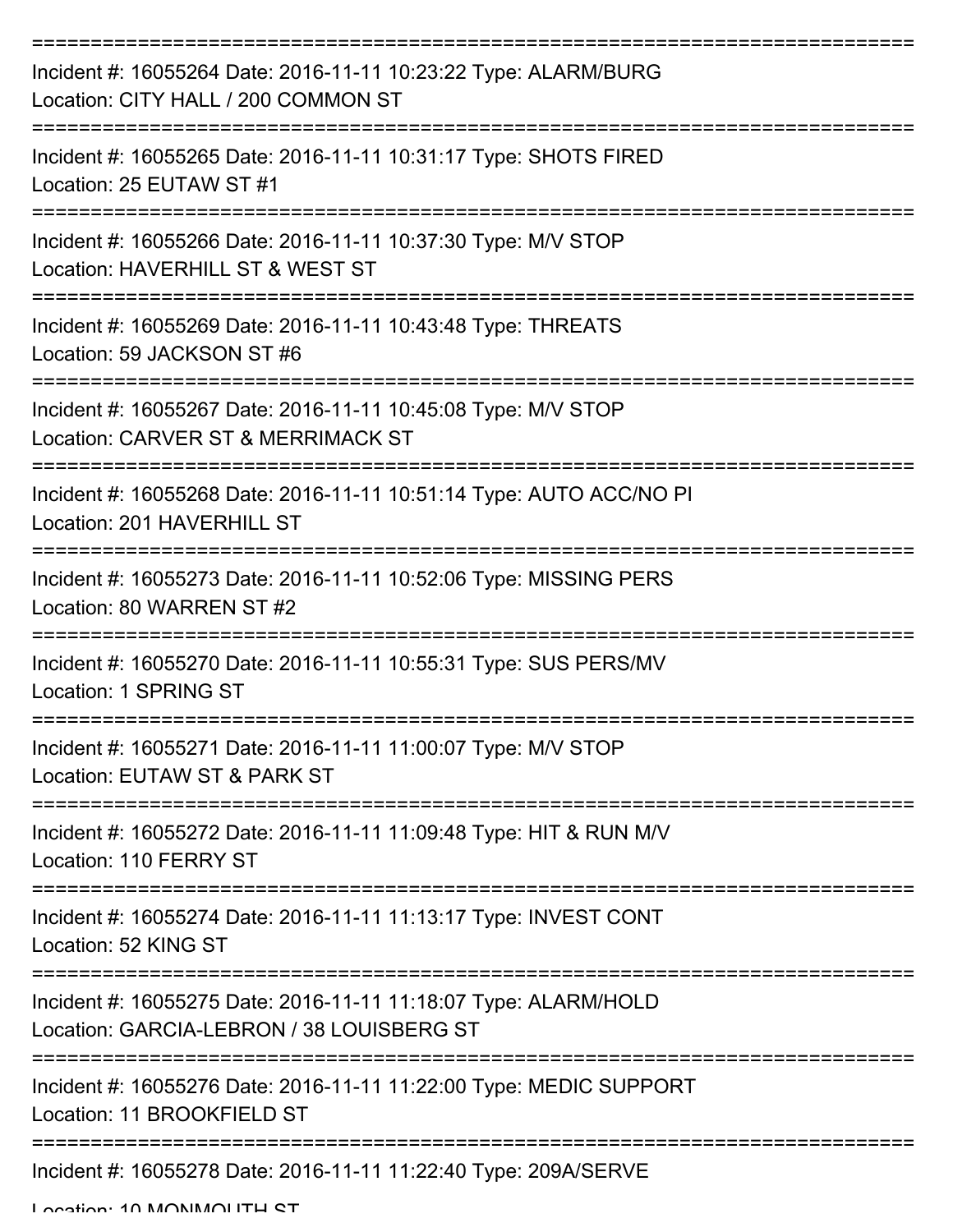===========================================================================

Incident #: 16055264 Date: 2016-11-11 10:23:22 Type: ALARM/BURG
Location: CITY HALL / 200 COMMON ST

===========================================================================

Incident #: 16055265 Date: 2016-11-11 10:31:17 Type: SHOTS FIRED
Location: 25 EUTAW ST #1

===========================================================================

Incident #: 16055266 Date: 2016-11-11 10:37:30 Type: M/V STOP
Location: HAVERHILL ST & WEST ST

===========================================================================

Incident #: 16055269 Date: 2016-11-11 10:43:48 Type: THREATS
Location: 59 JACKSON ST #6

===========================================================================

Incident #: 16055267 Date: 2016-11-11 10:45:08 Type: M/V STOP
Location: CARVER ST & MERRIMACK ST

===========================================================================

Incident #: 16055268 Date: 2016-11-11 10:51:14 Type: AUTO ACC/NO PI
Location: 201 HAVERHILL ST

===========================================================================

Incident #: 16055273 Date: 2016-11-11 10:52:06 Type: MISSING PERS
Location: 80 WARREN ST #2

===========================================================================

Incident #: 16055270 Date: 2016-11-11 10:55:31 Type: SUS PERS/MV
Location: 1 SPRING ST

===========================================================================

Incident #: 16055271 Date: 2016-11-11 11:00:07 Type: M/V STOP
Location: EUTAW ST & PARK ST

===========================================================================

Incident #: 16055272 Date: 2016-11-11 11:09:48 Type: HIT & RUN M/V
Location: 110 FERRY ST

===========================================================================

Incident #: 16055274 Date: 2016-11-11 11:13:17 Type: INVEST CONT
Location: 52 KING ST

===========================================================================

Incident #: 16055275 Date: 2016-11-11 11:18:07 Type: ALARM/HOLD
Location: GARCIA-LEBRON / 38 LOUISBERG ST

===========================================================================

Incident #: 16055276 Date: 2016-11-11 11:22:00 Type: MEDIC SUPPORT
Location: 11 BROOKFIELD ST

===========================================================================

Incident #: 16055278 Date: 2016-11-11 11:22:40 Type: 209A/SERVE
Location: 10 MONMOUTH ST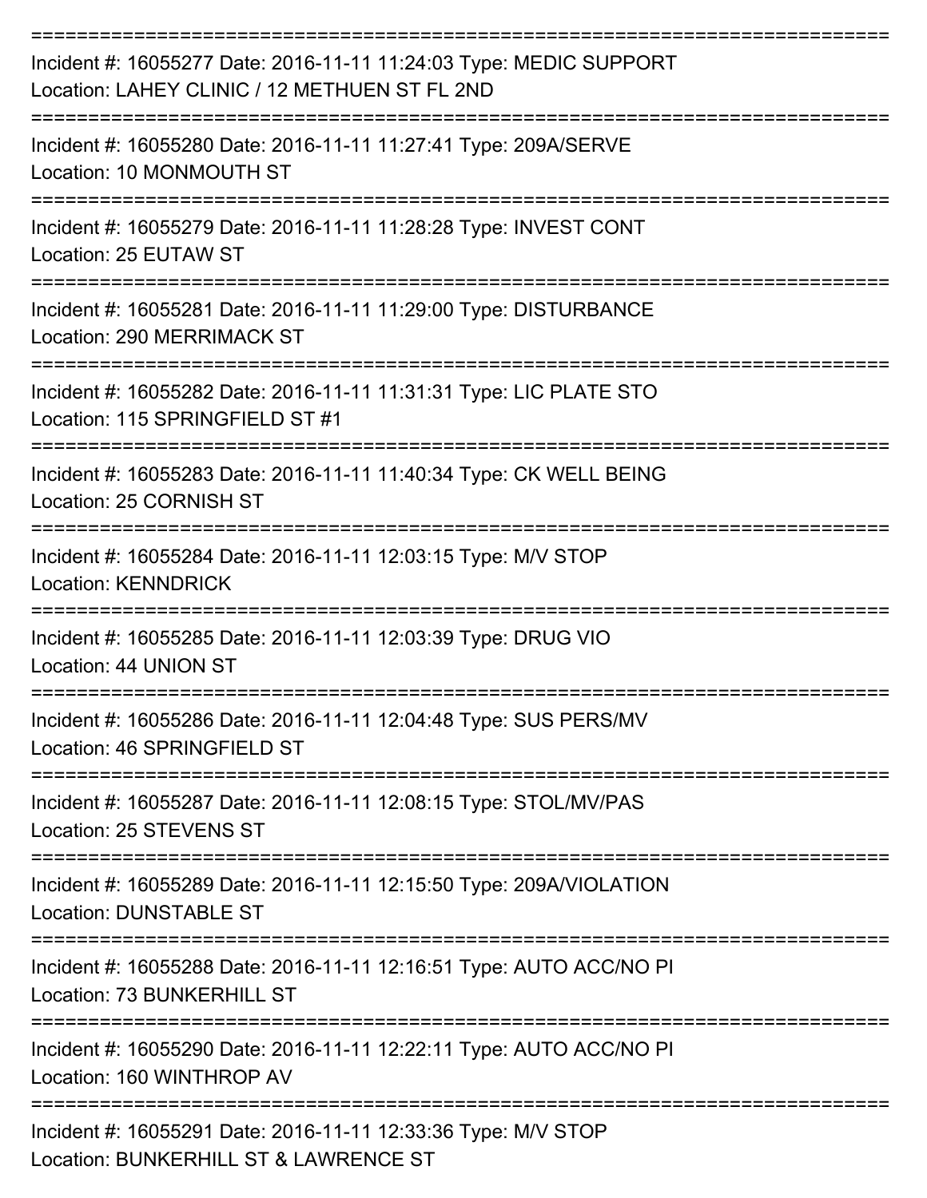===========================================================================

Incident #: 16055277 Date: 2016-11-11 11:24:03 Type: MEDIC SUPPORT
Location: LAHEY CLINIC / 12 METHUEN ST FL 2ND

===========================================================================

Incident #: 16055280 Date: 2016-11-11 11:27:41 Type: 209A/SERVE
Location: 10 MONMOUTH ST

===========================================================================

Incident #: 16055279 Date: 2016-11-11 11:28:28 Type: INVEST CONT
Location: 25 EUTAW ST

===========================================================================

Incident #: 16055281 Date: 2016-11-11 11:29:00 Type: DISTURBANCE
Location: 290 MERRIMACK ST

===========================================================================

Incident #: 16055282 Date: 2016-11-11 11:31:31 Type: LIC PLATE STO
Location: 115 SPRINGFIELD ST #1

===========================================================================

Incident #: 16055283 Date: 2016-11-11 11:40:34 Type: CK WELL BEING
Location: 25 CORNISH ST

===========================================================================

Incident #: 16055284 Date: 2016-11-11 12:03:15 Type: M/V STOP
Location: KENNDRICK

===========================================================================

Incident #: 16055285 Date: 2016-11-11 12:03:39 Type: DRUG VIO
Location: 44 UNION ST

===========================================================================

Incident #: 16055286 Date: 2016-11-11 12:04:48 Type: SUS PERS/MV
Location: 46 SPRINGFIELD ST

===========================================================================

Incident #: 16055287 Date: 2016-11-11 12:08:15 Type: STOL/MV/PAS
Location: 25 STEVENS ST

===========================================================================

Incident #: 16055289 Date: 2016-11-11 12:15:50 Type: 209A/VIOLATION
Location: DUNSTABLE ST

===========================================================================

Incident #: 16055288 Date: 2016-11-11 12:16:51 Type: AUTO ACC/NO PI
Location: 73 BUNKERHILL ST

===========================================================================

Incident #: 16055290 Date: 2016-11-11 12:22:11 Type: AUTO ACC/NO PI
Location: 160 WINTHROP AV

===========================================================================

Incident #: 16055291 Date: 2016-11-11 12:33:36 Type: M/V STOP
Location: BUNKERHILL ST & LAWRENCE ST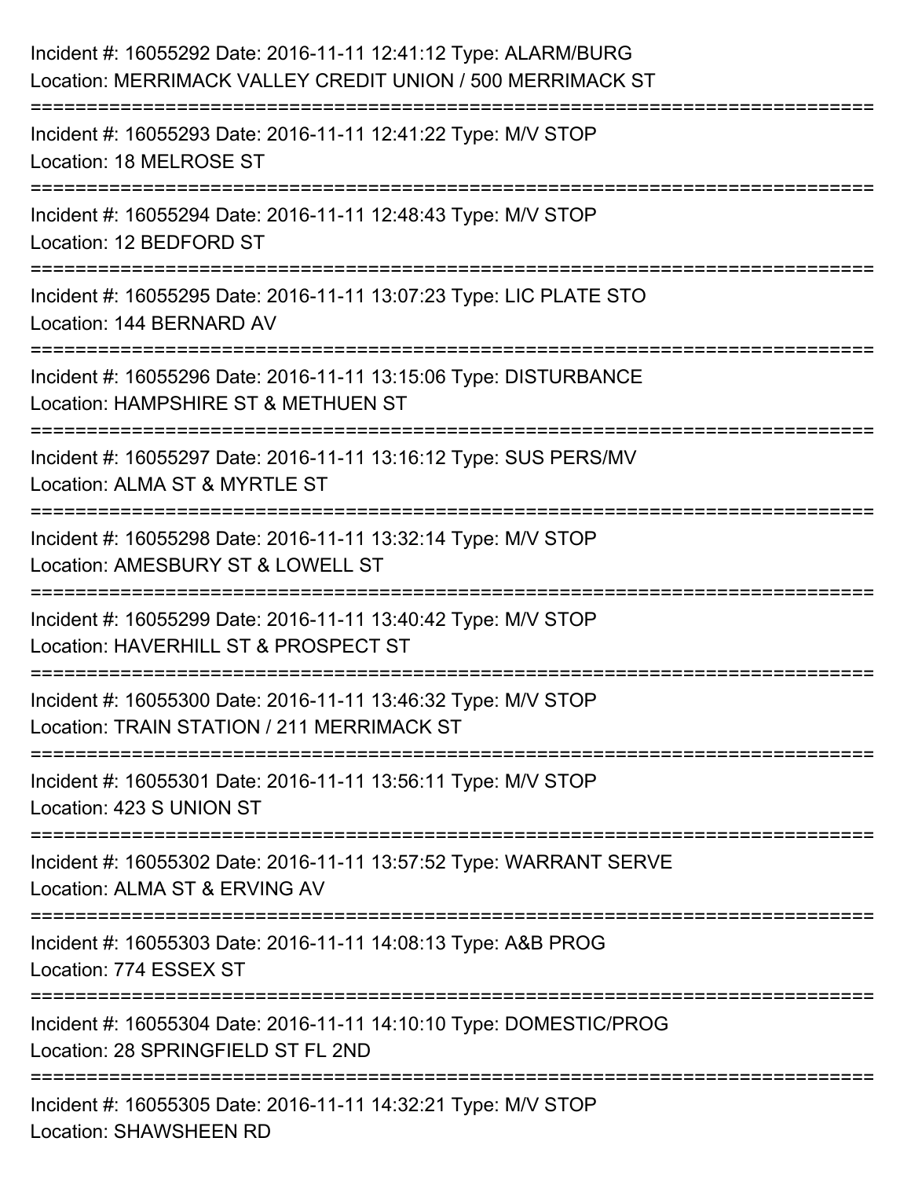Incident #: 16055292 Date: 2016-11-11 12:41:12 Type: ALARM/BURG
Location: MERRIMACK VALLEY CREDIT UNION / 500 MERRIMACK ST

===========================================================================

Incident #: 16055293 Date: 2016-11-11 12:41:22 Type: M/V STOP
Location: 18 MELROSE ST

===========================================================================

Incident #: 16055294 Date: 2016-11-11 12:48:43 Type: M/V STOP
Location: 12 BEDFORD ST

===========================================================================

Incident #: 16055295 Date: 2016-11-11 13:07:23 Type: LIC PLATE STO
Location: 144 BERNARD AV

===========================================================================

Incident #: 16055296 Date: 2016-11-11 13:15:06 Type: DISTURBANCE
Location: HAMPSHIRE ST & METHUEN ST

===========================================================================

Incident #: 16055297 Date: 2016-11-11 13:16:12 Type: SUS PERS/MV
Location: ALMA ST & MYRTLE ST

===========================================================================

Incident #: 16055298 Date: 2016-11-11 13:32:14 Type: M/V STOP
Location: AMESBURY ST & LOWELL ST

===========================================================================

Incident #: 16055299 Date: 2016-11-11 13:40:42 Type: M/V STOP
Location: HAVERHILL ST & PROSPECT ST

===========================================================================

Incident #: 16055300 Date: 2016-11-11 13:46:32 Type: M/V STOP
Location: TRAIN STATION / 211 MERRIMACK ST

===========================================================================

Incident #: 16055301 Date: 2016-11-11 13:56:11 Type: M/V STOP
Location: 423 S UNION ST

===========================================================================

Incident #: 16055302 Date: 2016-11-11 13:57:52 Type: WARRANT SERVE
Location: ALMA ST & ERVING AV

===========================================================================

Incident #: 16055303 Date: 2016-11-11 14:08:13 Type: A&B PROG
Location: 774 ESSEX ST

===========================================================================

Incident #: 16055304 Date: 2016-11-11 14:10:10 Type: DOMESTIC/PROG
Location: 28 SPRINGFIELD ST FL 2ND

===========================================================================

Incident #: 16055305 Date: 2016-11-11 14:32:21 Type: M/V STOP
Location: SHAWSHEEN RD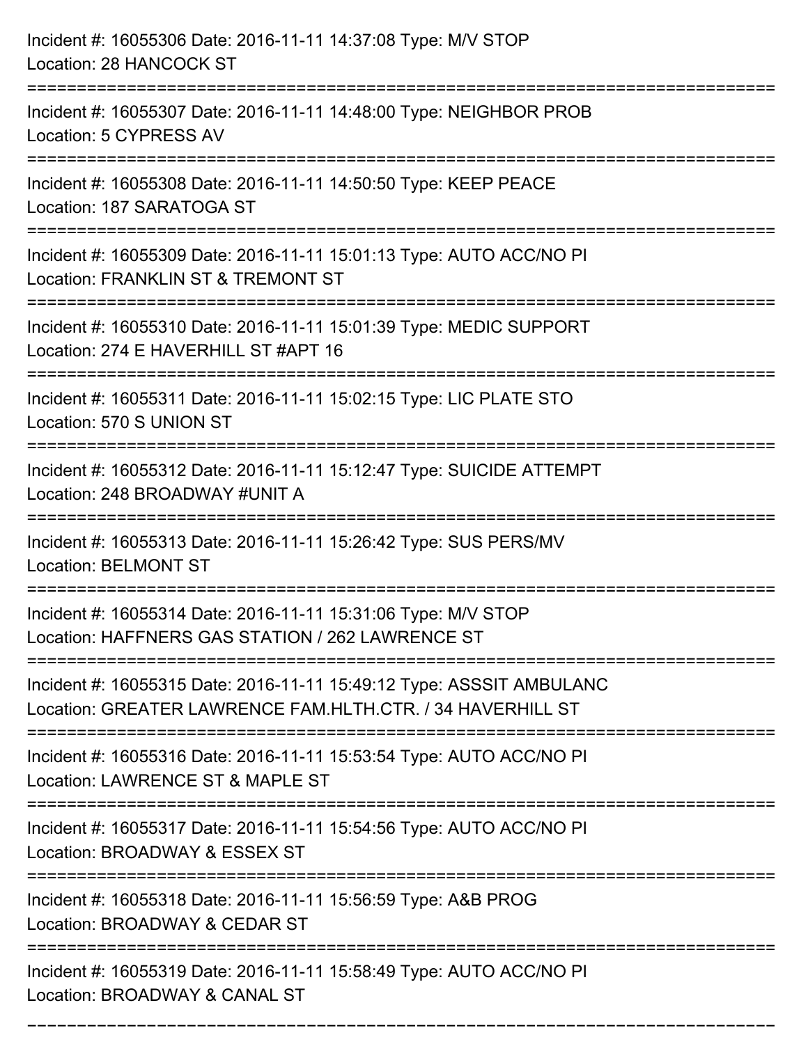Incident #: 16055306 Date: 2016-11-11 14:37:08 Type: M/V STOP
Location: 28 HANCOCK ST

===========================================================================

Incident #: 16055307 Date: 2016-11-11 14:48:00 Type: NEIGHBOR PROB
Location: 5 CYPRESS AV

===========================================================================

Incident #: 16055308 Date: 2016-11-11 14:50:50 Type: KEEP PEACE
Location: 187 SARATOGA ST

===========================================================================

Incident #: 16055309 Date: 2016-11-11 15:01:13 Type: AUTO ACC/NO PI
Location: FRANKLIN ST & TREMONT ST

===========================================================================

Incident #: 16055310 Date: 2016-11-11 15:01:39 Type: MEDIC SUPPORT
Location: 274 E HAVERHILL ST #APT 16

===========================================================================

Incident #: 16055311 Date: 2016-11-11 15:02:15 Type: LIC PLATE STO
Location: 570 S UNION ST

===========================================================================

Incident #: 16055312 Date: 2016-11-11 15:12:47 Type: SUICIDE ATTEMPT
Location: 248 BROADWAY #UNIT A

===========================================================================

Incident #: 16055313 Date: 2016-11-11 15:26:42 Type: SUS PERS/MV
Location: BELMONT ST

===========================================================================

Incident #: 16055314 Date: 2016-11-11 15:31:06 Type: M/V STOP
Location: HAFFNERS GAS STATION / 262 LAWRENCE ST

===========================================================================

Incident #: 16055315 Date: 2016-11-11 15:49:12 Type: ASSSIT AMBULANC
Location: GREATER LAWRENCE FAM.HLTH.CTR. / 34 HAVERHILL ST

===========================================================================

Incident #: 16055316 Date: 2016-11-11 15:53:54 Type: AUTO ACC/NO PI
Location: LAWRENCE ST & MAPLE ST

===========================================================================

Incident #: 16055317 Date: 2016-11-11 15:54:56 Type: AUTO ACC/NO PI
Location: BROADWAY & ESSEX ST

===========================================================================

Incident #: 16055318 Date: 2016-11-11 15:56:59 Type: A&B PROG
Location: BROADWAY & CEDAR ST

===========================================================================

Incident #: 16055319 Date: 2016-11-11 15:58:49 Type: AUTO ACC/NO PI
Location: BROADWAY & CANAL ST

===========================================================================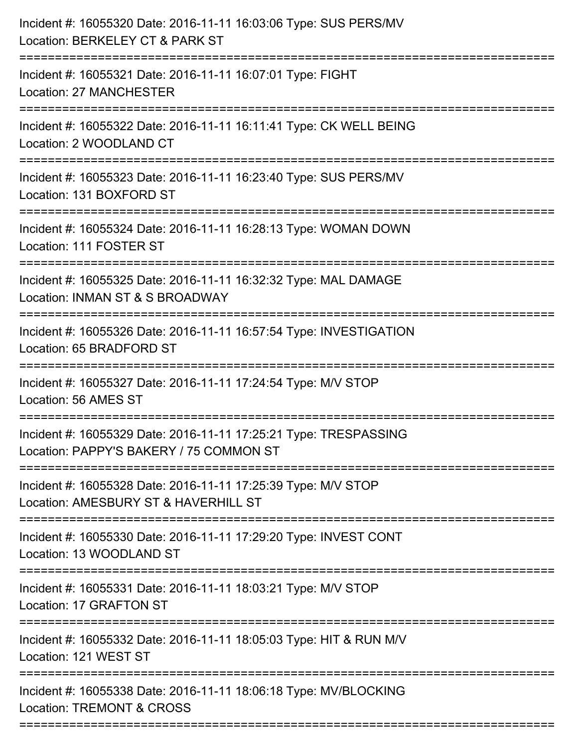Incident #: 16055320 Date: 2016-11-11 16:03:06 Type: SUS PERS/MV
Location: BERKELEY CT & PARK ST

===========================================================================

Incident #: 16055321 Date: 2016-11-11 16:07:01 Type: FIGHT
Location: 27 MANCHESTER

===========================================================================

Incident #: 16055322 Date: 2016-11-11 16:11:41 Type: CK WELL BEING
Location: 2 WOODLAND CT

===========================================================================

Incident #: 16055323 Date: 2016-11-11 16:23:40 Type: SUS PERS/MV
Location: 131 BOXFORD ST

===========================================================================

Incident #: 16055324 Date: 2016-11-11 16:28:13 Type: WOMAN DOWN
Location: 111 FOSTER ST

===========================================================================

Incident #: 16055325 Date: 2016-11-11 16:32:32 Type: MAL DAMAGE
Location: INMAN ST & S BROADWAY

===========================================================================

Incident #: 16055326 Date: 2016-11-11 16:57:54 Type: INVESTIGATION
Location: 65 BRADFORD ST

===========================================================================

Incident #: 16055327 Date: 2016-11-11 17:24:54 Type: M/V STOP
Location: 56 AMES ST

===========================================================================

Incident #: 16055329 Date: 2016-11-11 17:25:21 Type: TRESPASSING
Location: PAPPY'S BAKERY / 75 COMMON ST

===========================================================================

Incident #: 16055328 Date: 2016-11-11 17:25:39 Type: M/V STOP
Location: AMESBURY ST & HAVERHILL ST

===========================================================================

Incident #: 16055330 Date: 2016-11-11 17:29:20 Type: INVEST CONT
Location: 13 WOODLAND ST

===========================================================================

Incident #: 16055331 Date: 2016-11-11 18:03:21 Type: M/V STOP
Location: 17 GRAFTON ST

===========================================================================

Incident #: 16055332 Date: 2016-11-11 18:05:03 Type: HIT & RUN M/V
Location: 121 WEST ST

===========================================================================

Incident #: 16055338 Date: 2016-11-11 18:06:18 Type: MV/BLOCKING
Location: TREMONT & CROSS

===========================================================================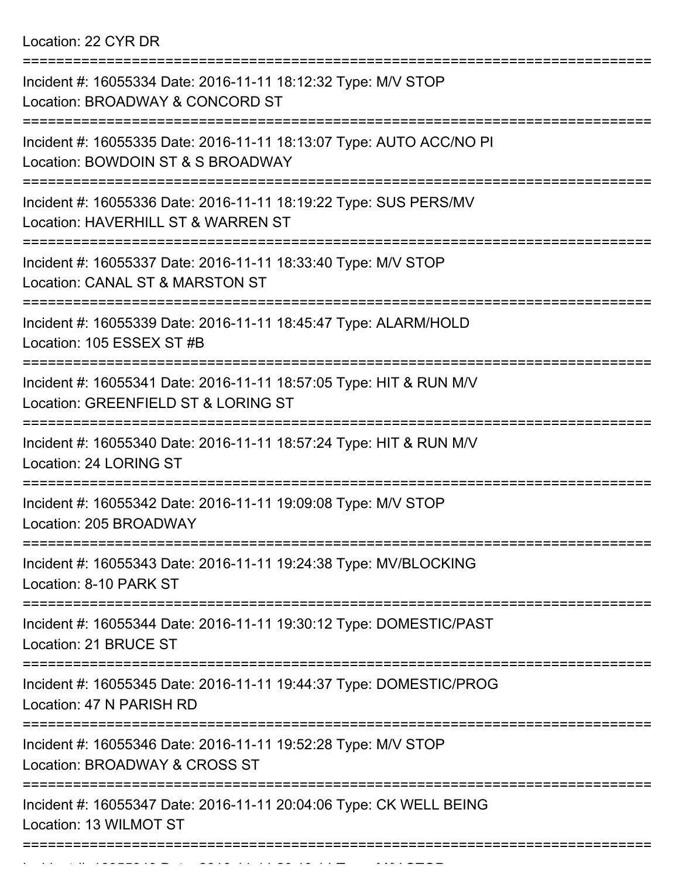Location: 22 CYR DR

===========================================================================

Incident #: 16055334 Date: 2016-11-11 18:12:32 Type: M/V STOP
Location: BROADWAY & CONCORD ST

===========================================================================

Incident #: 16055335 Date: 2016-11-11 18:13:07 Type: AUTO ACC/NO PI
Location: BOWDOIN ST & S BROADWAY

===========================================================================

Incident #: 16055336 Date: 2016-11-11 18:19:22 Type: SUS PERS/MV
Location: HAVERHILL ST & WARREN ST

===========================================================================

Incident #: 16055337 Date: 2016-11-11 18:33:40 Type: M/V STOP
Location: CANAL ST & MARSTON ST

===========================================================================

Incident #: 16055339 Date: 2016-11-11 18:45:47 Type: ALARM/HOLD
Location: 105 ESSEX ST #B

===========================================================================

Incident #: 16055341 Date: 2016-11-11 18:57:05 Type: HIT & RUN M/V
Location: GREENFIELD ST & LORING ST

===========================================================================

Incident #: 16055340 Date: 2016-11-11 18:57:24 Type: HIT & RUN M/V
Location: 24 LORING ST

===========================================================================

Incident #: 16055342 Date: 2016-11-11 19:09:08 Type: M/V STOP
Location: 205 BROADWAY

===========================================================================

Incident #: 16055343 Date: 2016-11-11 19:24:38 Type: MV/BLOCKING
Location: 8-10 PARK ST

===========================================================================

Incident #: 16055344 Date: 2016-11-11 19:30:12 Type: DOMESTIC/PAST
Location: 21 BRUCE ST

===========================================================================

Incident #: 16055345 Date: 2016-11-11 19:44:37 Type: DOMESTIC/PROG
Location: 47 N PARISH RD

===========================================================================

Incident #: 16055346 Date: 2016-11-11 19:52:28 Type: M/V STOP
Location: BROADWAY & CROSS ST

===========================================================================

Incident #: 16055347 Date: 2016-11-11 20:04:06 Type: CK WELL BEING
Location: 13 WILMOT ST

===========================================================================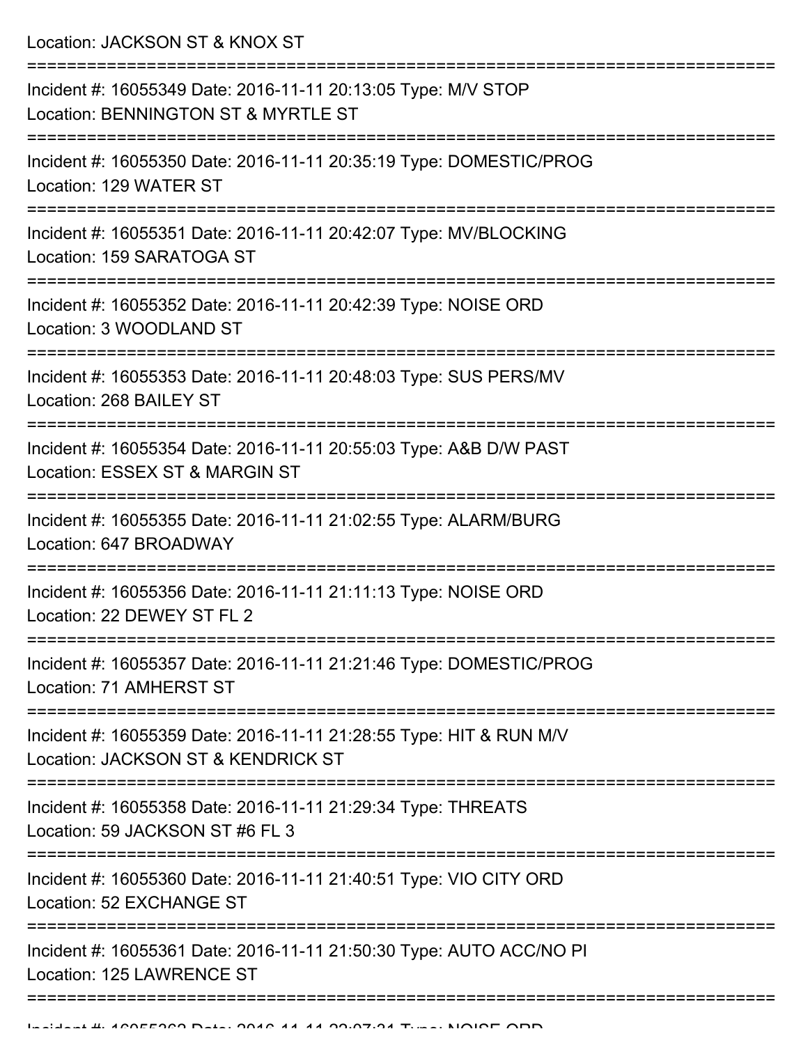Location: JACKSON ST & KNOX ST

===========================================================================

Incident #: 16055349 Date: 2016-11-11 20:13:05 Type: M/V STOP

Location: BENNINGTON ST & MYRTLE ST

===========================================================================

Incident #: 16055350 Date: 2016-11-11 20:35:19 Type: DOMESTIC/PROG

Location: 129 WATER ST

===========================================================================

Incident #: 16055351 Date: 2016-11-11 20:42:07 Type: MV/BLOCKING

Location: 159 SARATOGA ST

===========================================================================

Incident #: 16055352 Date: 2016-11-11 20:42:39 Type: NOISE ORD

Location: 3 WOODLAND ST

===========================================================================

Incident #: 16055353 Date: 2016-11-11 20:48:03 Type: SUS PERS/MV

Location: 268 BAILEY ST

===========================================================================

Incident #: 16055354 Date: 2016-11-11 20:55:03 Type: A&B D/W PAST

Location: ESSEX ST & MARGIN ST

===========================================================================

Incident #: 16055355 Date: 2016-11-11 21:02:55 Type: ALARM/BURG

Location: 647 BROADWAY

===========================================================================

Incident #: 16055356 Date: 2016-11-11 21:11:13 Type: NOISE ORD

Location: 22 DEWEY ST FL 2

===========================================================================

Incident #: 16055357 Date: 2016-11-11 21:21:46 Type: DOMESTIC/PROG

Location: 71 AMHERST ST

===========================================================================

Incident #: 16055359 Date: 2016-11-11 21:28:55 Type: HIT & RUN M/V

Location: JACKSON ST & KENDRICK ST

===========================================================================

Incident #: 16055358 Date: 2016-11-11 21:29:34 Type: THREATS

Location: 59 JACKSON ST #6 FL 3

===========================================================================

Incident #: 16055360 Date: 2016-11-11 21:40:51 Type: VIO CITY ORD

Location: 52 EXCHANGE ST

===========================================================================

Incident #: 16055361 Date: 2016-11-11 21:50:30 Type: AUTO ACC/NO PI

Location: 125 LAWRENCE ST

===========================================================================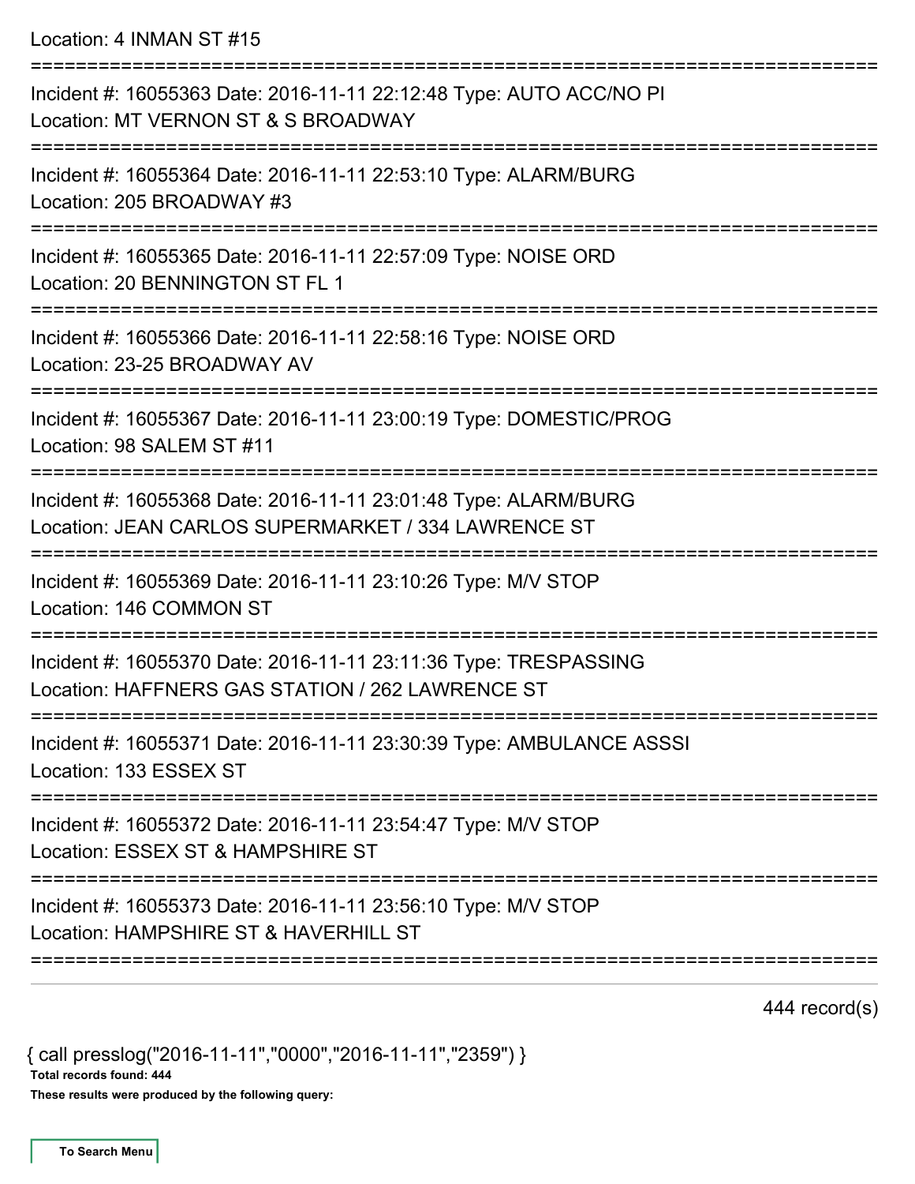Location: 4 INMAN ST #15

===========================================================================

Incident #: 16055363 Date: 2016-11-11 22:12:48 Type: AUTO ACC/NO PI
Location: MT VERNON ST & S BROADWAY

===========================================================================

Incident #: 16055364 Date: 2016-11-11 22:53:10 Type: ALARM/BURG
Location: 205 BROADWAY #3

===========================================================================

Incident #: 16055365 Date: 2016-11-11 22:57:09 Type: NOISE ORD
Location: 20 BENNINGTON ST FL 1

===========================================================================

Incident #: 16055366 Date: 2016-11-11 22:58:16 Type: NOISE ORD
Location: 23-25 BROADWAY AV

===========================================================================

Incident #: 16055367 Date: 2016-11-11 23:00:19 Type: DOMESTIC/PROG
Location: 98 SALEM ST #11

===========================================================================

Incident #: 16055368 Date: 2016-11-11 23:01:48 Type: ALARM/BURG
Location: JEAN CARLOS SUPERMARKET / 334 LAWRENCE ST

===========================================================================

Incident #: 16055369 Date: 2016-11-11 23:10:26 Type: M/V STOP
Location: 146 COMMON ST

===========================================================================

Incident #: 16055370 Date: 2016-11-11 23:11:36 Type: TRESPASSING
Location: HAFFNERS GAS STATION / 262 LAWRENCE ST

===========================================================================

Incident #: 16055371 Date: 2016-11-11 23:30:39 Type: AMBULANCE ASSSI
Location: 133 ESSEX ST

===========================================================================

Incident #: 16055372 Date: 2016-11-11 23:54:47 Type: M/V STOP
Location: ESSEX ST & HAMPSHIRE ST

===========================================================================

Incident #: 16055373 Date: 2016-11-11 23:56:10 Type: M/V STOP
Location: HAMPSHIRE ST & HAVERHILL ST

===========================================================================

444 record(s)

{ call presslog("2016-11-11","0000","2016-11-11","2359") }

**Total records found: 444**

**These results were produced by the following query:**

To Search Menu